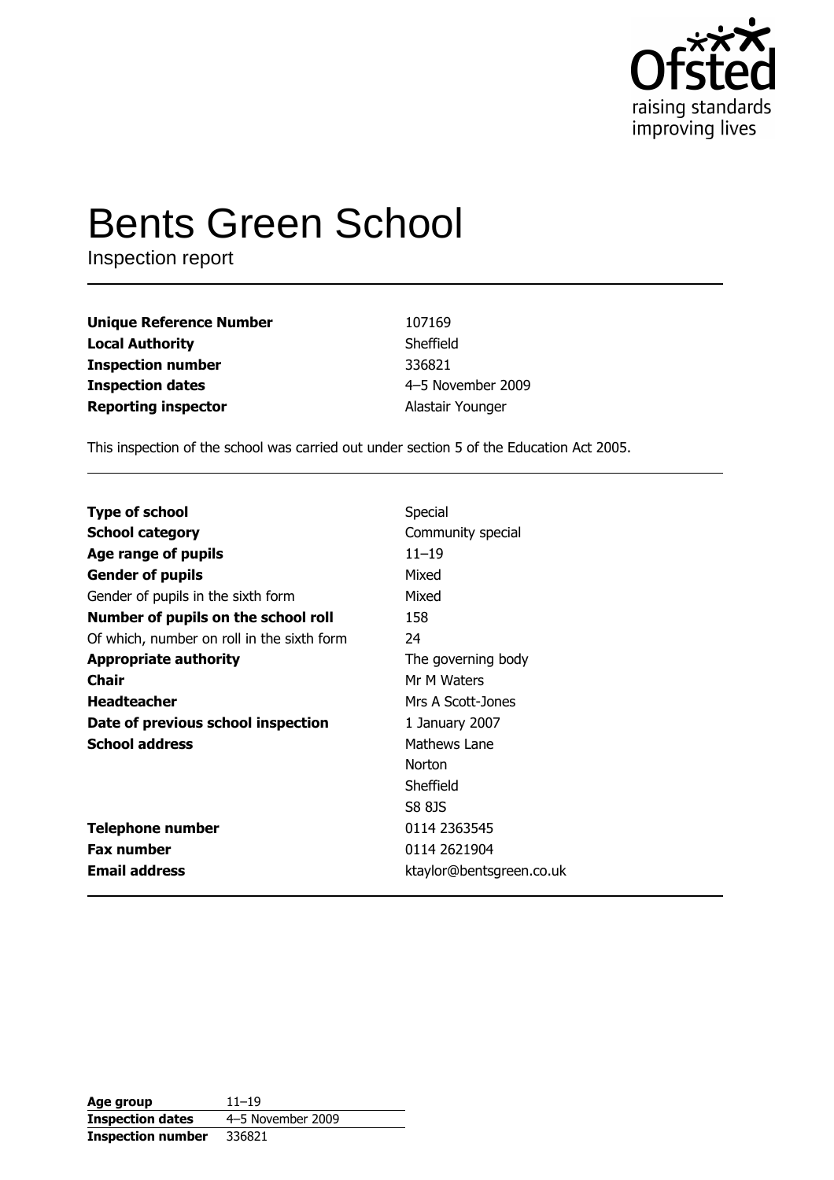Ofsted
raising standards
improving lives

# Bents Green School

Inspection report

| | |
|---|---|
| **Unique Reference Number** | 107169 |
| **Local Authority** | Sheffield |
| **Inspection number** | 336821 |
| **Inspection dates** | 4–5 November 2009 |
| **Reporting inspector** | Alastair Younger |

This inspection of the school was carried out under section 5 of the Education Act 2005.

| | |
|---|---|
| **Type of school** | Special |
| **School category** | Community special |
| **Age range of pupils** | 11–19 |
| **Gender of pupils** | Mixed |
| Gender of pupils in the sixth form | Mixed |
| **Number of pupils on the school roll** | 158 |
| Of which, number on roll in the sixth form | 24 |
| **Appropriate authority** | The governing body |
| **Chair** | Mr M Waters |
| **Headteacher** | Mrs A Scott-Jones |
| **Date of previous school inspection** | 1 January 2007 |
| **School address** | Mathews Lane<br>Norton<br>Sheffield<br>S8 8JS |
| **Telephone number** | 0114 2363545 |
| **Fax number** | 0114 2621904 |
| **Email address** | ktaylor@bentsgreen.co.uk |

| | |
|---|---|
| **Age group** | 11–19 |
| **Inspection dates** | 4–5 November 2009 |
| **Inspection number** | 336821 |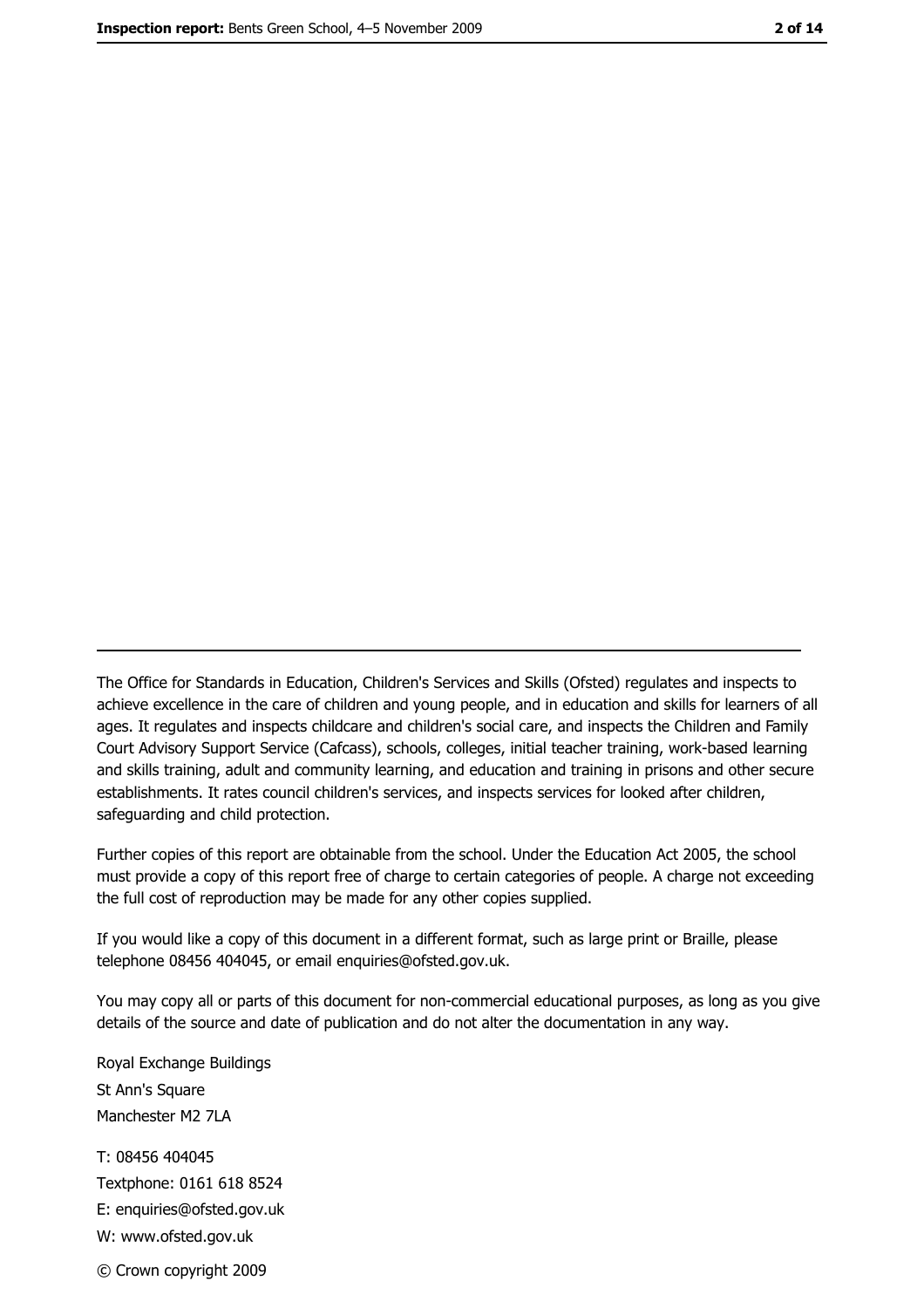The Office for Standards in Education, Children's Services and Skills (Ofsted) regulates and inspects to achieve excellence in the care of children and young people, and in education and skills for learners of all ages. It regulates and inspects childcare and children's social care, and inspects the Children and Family Court Advisory Support Service (Cafcass), schools, colleges, initial teacher training, work-based learning and skills training, adult and community learning, and education and training in prisons and other secure establishments. It rates council children's services, and inspects services for looked after children, safeguarding and child protection.

Further copies of this report are obtainable from the school. Under the Education Act 2005, the school must provide a copy of this report free of charge to certain categories of people. A charge not exceeding the full cost of reproduction may be made for any other copies supplied.

If you would like a copy of this document in a different format, such as large print or Braille, please telephone 08456 404045, or email enquiries@ofsted.gov.uk.

You may copy all or parts of this document for non-commercial educational purposes, as long as you give details of the source and date of publication and do not alter the documentation in any way.

Royal Exchange Buildings
St Ann's Square
Manchester M2 7LA

T: 08456 404045
Textphone: 0161 618 8524
E: enquiries@ofsted.gov.uk
W: www.ofsted.gov.uk

© Crown copyright 2009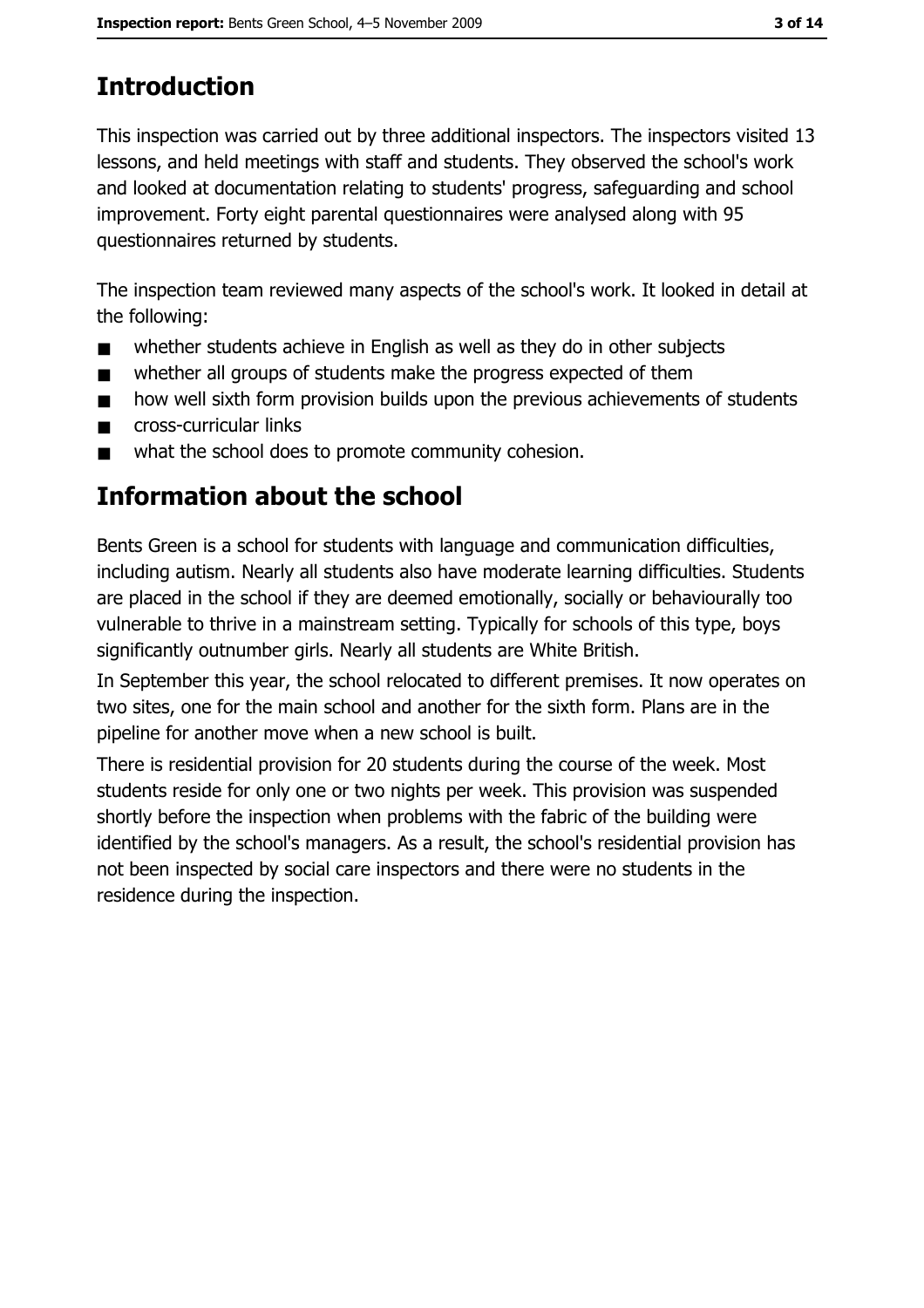## Introduction

This inspection was carried out by three additional inspectors. The inspectors visited 13 lessons, and held meetings with staff and students. They observed the school's work and looked at documentation relating to students' progress, safeguarding and school improvement. Forty eight parental questionnaires were analysed along with 95 questionnaires returned by students.

The inspection team reviewed many aspects of the school's work. It looked in detail at the following:

- whether students achieve in English as well as they do in other subjects
- whether all groups of students make the progress expected of them
- how well sixth form provision builds upon the previous achievements of students
- cross-curricular links
- what the school does to promote community cohesion.

## Information about the school

Bents Green is a school for students with language and communication difficulties, including autism. Nearly all students also have moderate learning difficulties. Students are placed in the school if they are deemed emotionally, socially or behaviourally too vulnerable to thrive in a mainstream setting. Typically for schools of this type, boys significantly outnumber girls. Nearly all students are White British.

In September this year, the school relocated to different premises. It now operates on two sites, one for the main school and another for the sixth form. Plans are in the pipeline for another move when a new school is built.

There is residential provision for 20 students during the course of the week. Most students reside for only one or two nights per week. This provision was suspended shortly before the inspection when problems with the fabric of the building were identified by the school's managers. As a result, the school's residential provision has not been inspected by social care inspectors and there were no students in the residence during the inspection.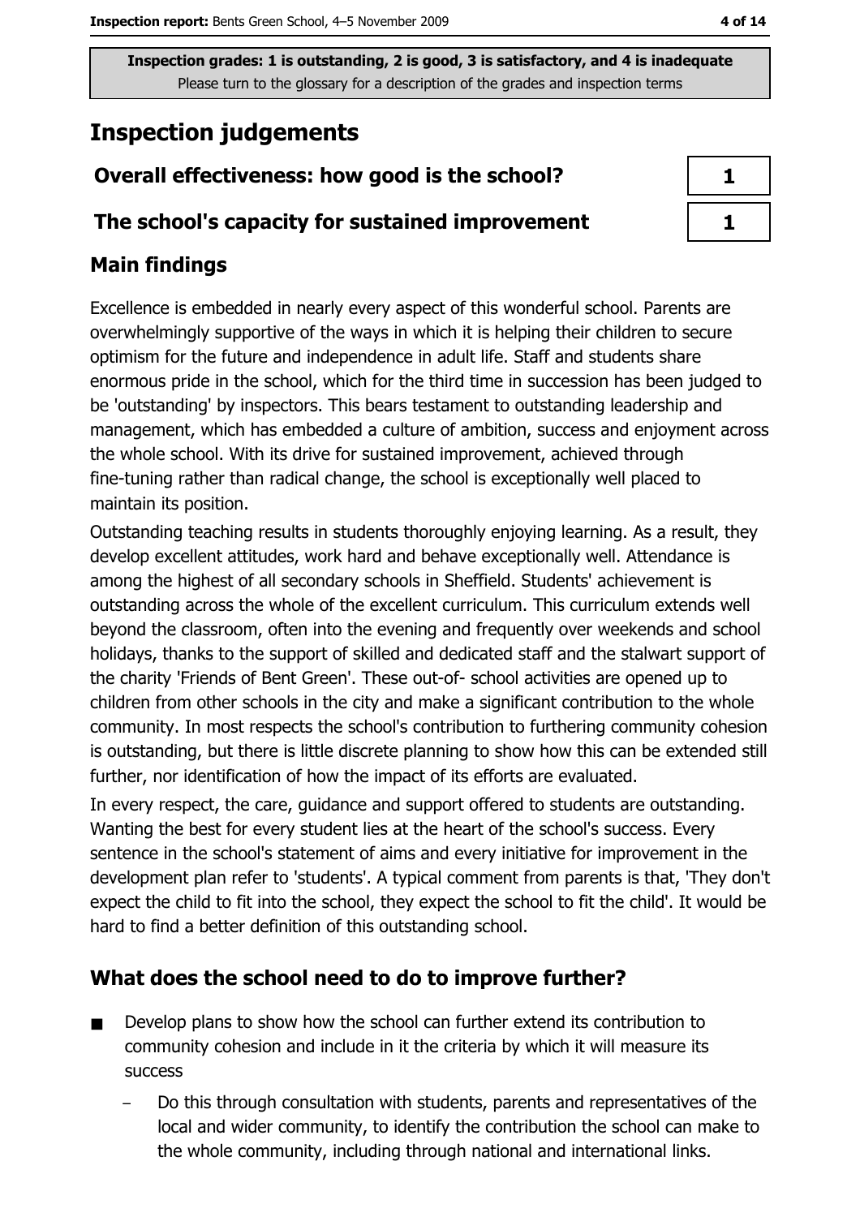Inspection grades: 1 is outstanding, 2 is good, 3 is satisfactory, and 4 is inadequate
Please turn to the glossary for a description of the grades and inspection terms

# Inspection judgements

| | |
|---|---|
| **Overall effectiveness: how good is the school?** | 1 |
| **The school's capacity for sustained improvement** | 1 |

## Main findings

Excellence is embedded in nearly every aspect of this wonderful school. Parents are overwhelmingly supportive of the ways in which it is helping their children to secure optimism for the future and independence in adult life. Staff and students share enormous pride in the school, which for the third time in succession has been judged to be 'outstanding' by inspectors. This bears testament to outstanding leadership and management, which has embedded a culture of ambition, success and enjoyment across the whole school. With its drive for sustained improvement, achieved through fine-tuning rather than radical change, the school is exceptionally well placed to maintain its position.

Outstanding teaching results in students thoroughly enjoying learning. As a result, they develop excellent attitudes, work hard and behave exceptionally well. Attendance is among the highest of all secondary schools in Sheffield. Students' achievement is outstanding across the whole of the excellent curriculum. This curriculum extends well beyond the classroom, often into the evening and frequently over weekends and school holidays, thanks to the support of skilled and dedicated staff and the stalwart support of the charity 'Friends of Bent Green'. These out-of- school activities are opened up to children from other schools in the city and make a significant contribution to the whole community. In most respects the school's contribution to furthering community cohesion is outstanding, but there is little discrete planning to show how this can be extended still further, nor identification of how the impact of its efforts are evaluated.

In every respect, the care, guidance and support offered to students are outstanding. Wanting the best for every student lies at the heart of the school's success. Every sentence in the school's statement of aims and every initiative for improvement in the development plan refer to 'students'. A typical comment from parents is that, 'They don't expect the child to fit into the school, they expect the school to fit the child'. It would be hard to find a better definition of this outstanding school.

## What does the school need to do to improve further?

- Develop plans to show how the school can further extend its contribution to community cohesion and include in it the criteria by which it will measure its success
  - Do this through consultation with students, parents and representatives of the local and wider community, to identify the contribution the school can make to the whole community, including through national and international links.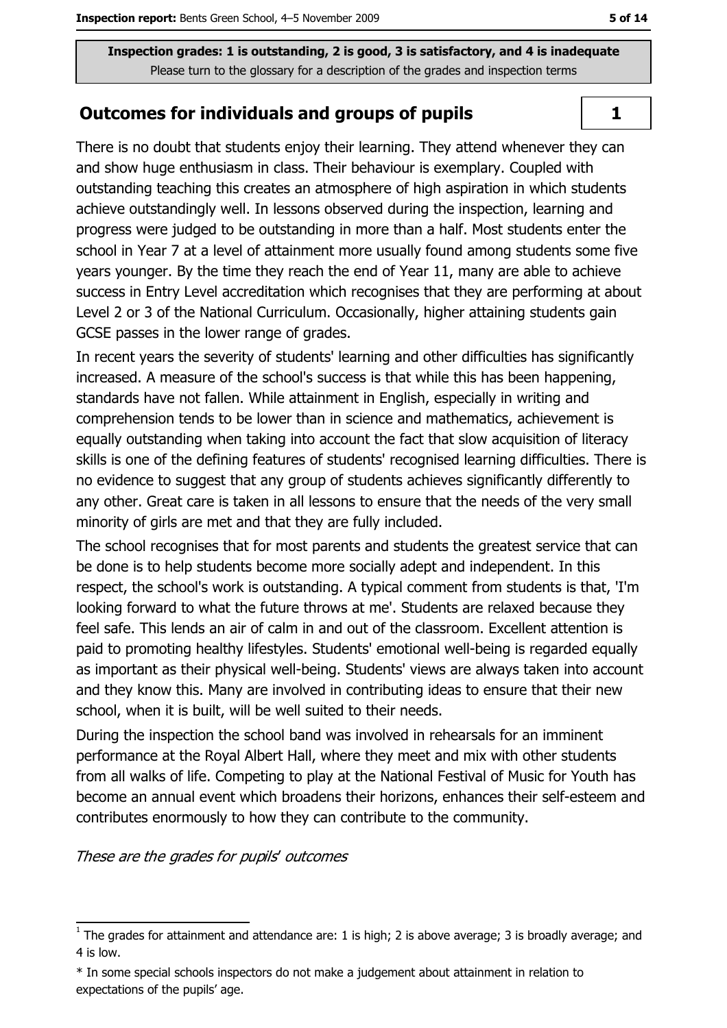**Inspection grades: 1 is outstanding, 2 is good, 3 is satisfactory, and 4 is inadequate**
Please turn to the glossary for a description of the grades and inspection terms

## Outcomes for individuals and groups of pupils

**1**

There is no doubt that students enjoy their learning. They attend whenever they can and show huge enthusiasm in class. Their behaviour is exemplary. Coupled with outstanding teaching this creates an atmosphere of high aspiration in which students achieve outstandingly well. In lessons observed during the inspection, learning and progress were judged to be outstanding in more than a half. Most students enter the school in Year 7 at a level of attainment more usually found among students some five years younger. By the time they reach the end of Year 11, many are able to achieve success in Entry Level accreditation which recognises that they are performing at about Level 2 or 3 of the National Curriculum. Occasionally, higher attaining students gain GCSE passes in the lower range of grades.

In recent years the severity of students' learning and other difficulties has significantly increased. A measure of the school's success is that while this has been happening, standards have not fallen. While attainment in English, especially in writing and comprehension tends to be lower than in science and mathematics, achievement is equally outstanding when taking into account the fact that slow acquisition of literacy skills is one of the defining features of students' recognised learning difficulties. There is no evidence to suggest that any group of students achieves significantly differently to any other. Great care is taken in all lessons to ensure that the needs of the very small minority of girls are met and that they are fully included.

The school recognises that for most parents and students the greatest service that can be done is to help students become more socially adept and independent. In this respect, the school's work is outstanding. A typical comment from students is that, 'I'm looking forward to what the future throws at me'. Students are relaxed because they feel safe. This lends an air of calm in and out of the classroom. Excellent attention is paid to promoting healthy lifestyles. Students' emotional well-being is regarded equally as important as their physical well-being. Students' views are always taken into account and they know this. Many are involved in contributing ideas to ensure that their new school, when it is built, will be well suited to their needs.

During the inspection the school band was involved in rehearsals for an imminent performance at the Royal Albert Hall, where they meet and mix with other students from all walks of life. Competing to play at the National Festival of Music for Youth has become an annual event which broadens their horizons, enhances their self-esteem and contributes enormously to how they can contribute to the community.

*These are the grades for pupils' outcomes*

---

[1] The grades for attainment and attendance are: 1 is high; 2 is above average; 3 is broadly average; and 4 is low.

* In some special schools inspectors do not make a judgement about attainment in relation to expectations of the pupils' age.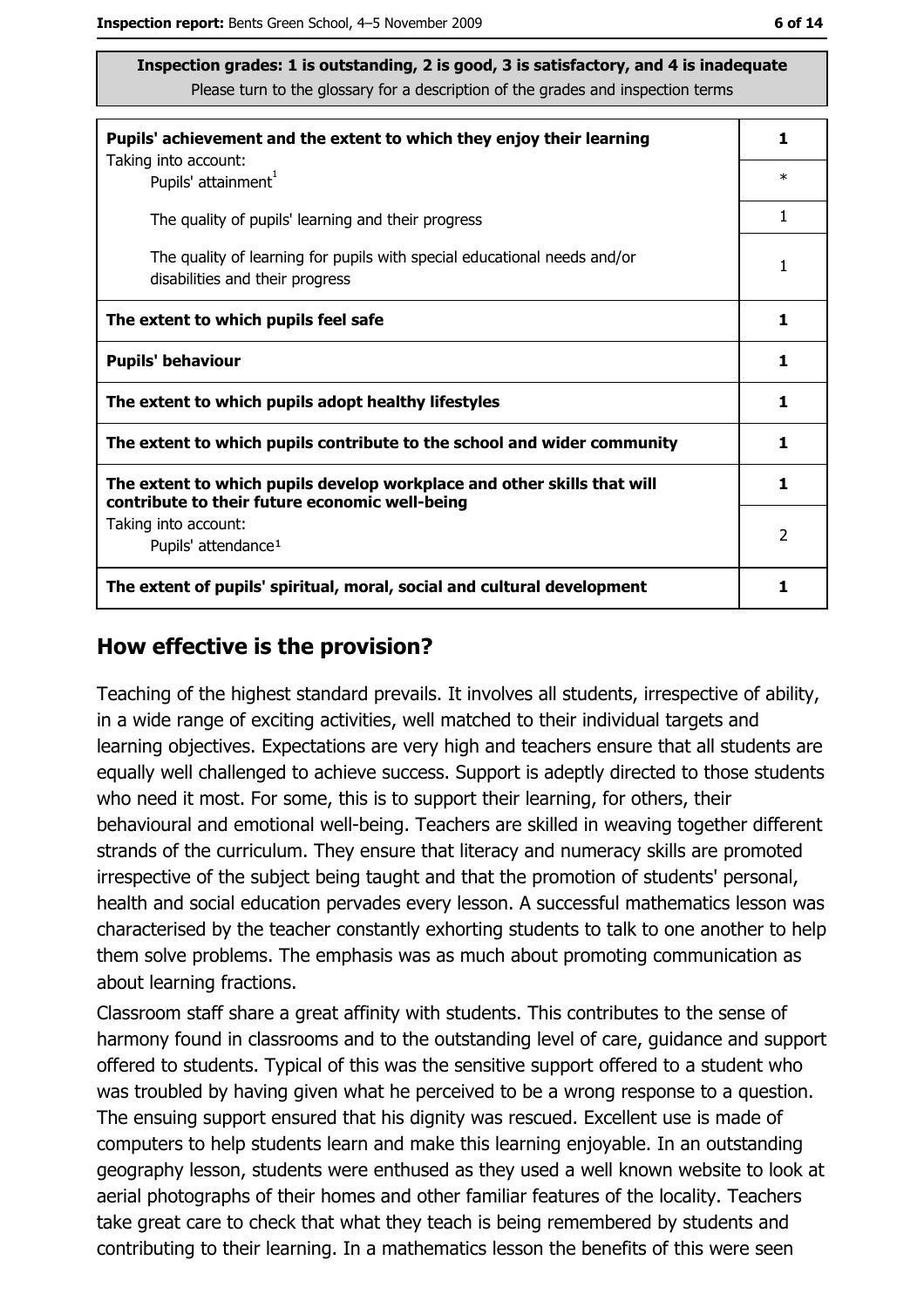**Inspection grades: 1 is outstanding, 2 is good, 3 is satisfactory, and 4 is inadequate**
Please turn to the glossary for a description of the grades and inspection terms

| | |
|---|---|
| **Pupils' achievement and the extent to which they enjoy their learning** | **1** |
| Taking into account: Pupils' attainment[1] | * |
| The quality of pupils' learning and their progress | 1 |
| The quality of learning for pupils with special educational needs and/or disabilities and their progress | 1 |
| **The extent to which pupils feel safe** | **1** |
| **Pupils' behaviour** | **1** |
| **The extent to which pupils adopt healthy lifestyles** | **1** |
| **The extent to which pupils contribute to the school and wider community** | **1** |
| **The extent to which pupils develop workplace and other skills that will contribute to their future economic well-being** | **1** |
| Taking into account: Pupils' attendance[1] | 2 |
| **The extent of pupils' spiritual, moral, social and cultural development** | **1** |

## How effective is the provision?

Teaching of the highest standard prevails. It involves all students, irrespective of ability, in a wide range of exciting activities, well matched to their individual targets and learning objectives. Expectations are very high and teachers ensure that all students are equally well challenged to achieve success. Support is adeptly directed to those students who need it most. For some, this is to support their learning, for others, their behavioural and emotional well-being. Teachers are skilled in weaving together different strands of the curriculum. They ensure that literacy and numeracy skills are promoted irrespective of the subject being taught and that the promotion of students' personal, health and social education pervades every lesson. A successful mathematics lesson was characterised by the teacher constantly exhorting students to talk to one another to help them solve problems. The emphasis was as much about promoting communication as about learning fractions.

Classroom staff share a great affinity with students. This contributes to the sense of harmony found in classrooms and to the outstanding level of care, guidance and support offered to students. Typical of this was the sensitive support offered to a student who was troubled by having given what he perceived to be a wrong response to a question. The ensuing support ensured that his dignity was rescued. Excellent use is made of computers to help students learn and make this learning enjoyable. In an outstanding geography lesson, students were enthused as they used a well known website to look at aerial photographs of their homes and other familiar features of the locality. Teachers take great care to check that what they teach is being remembered by students and contributing to their learning. In a mathematics lesson the benefits of this were seen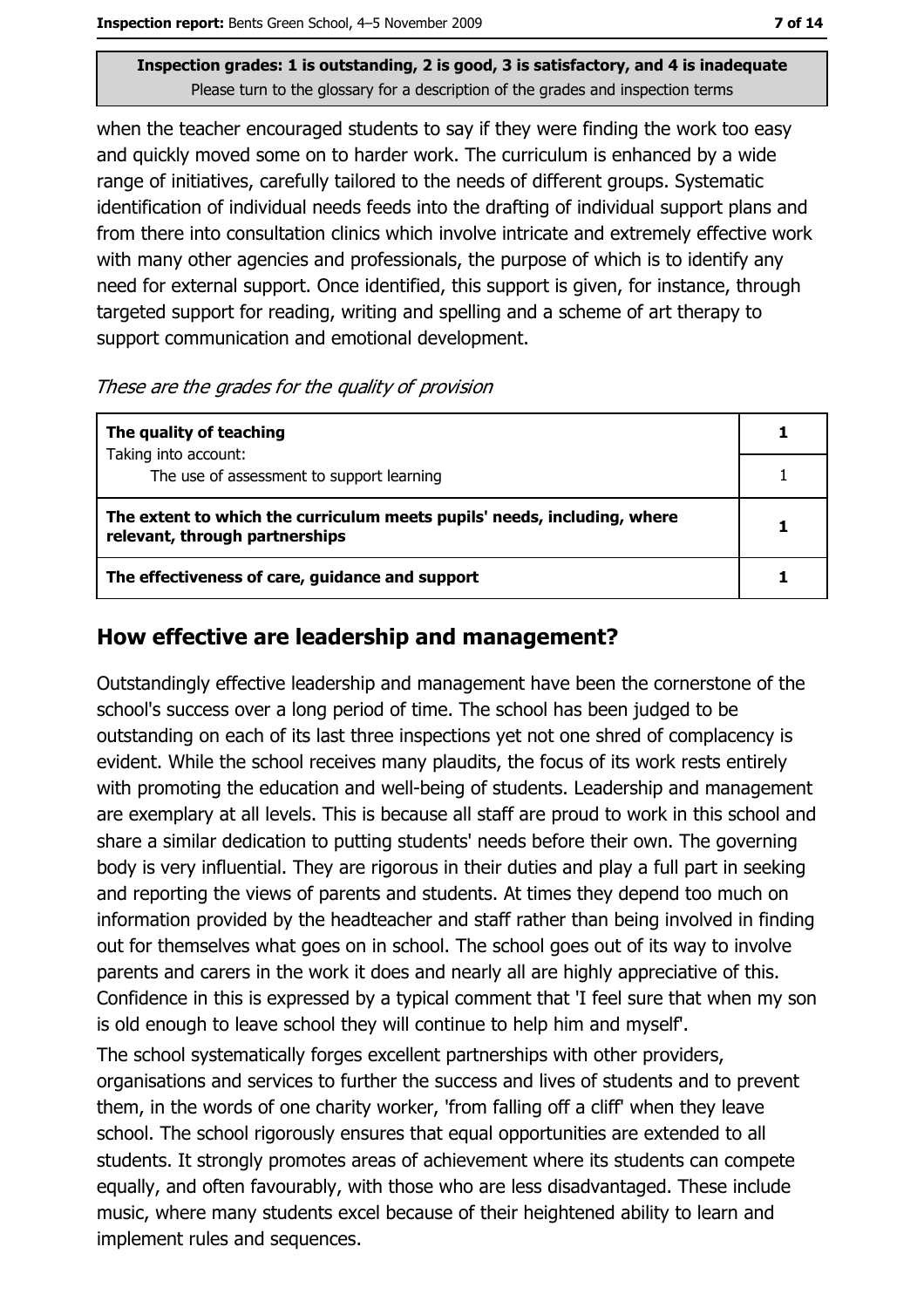when the teacher encouraged students to say if they were finding the work too easy and quickly moved some on to harder work. The curriculum is enhanced by a wide range of initiatives, carefully tailored to the needs of different groups. Systematic identification of individual needs feeds into the drafting of individual support plans and from there into consultation clinics which involve intricate and extremely effective work with many other agencies and professionals, the purpose of which is to identify any need for external support. Once identified, this support is given, for instance, through targeted support for reading, writing and spelling and a scheme of art therapy to support communication and emotional development.

*These are the grades for the quality of provision*

| | |
|---|---|
| **The quality of teaching** Taking into account: | **1** |
| The use of assessment to support learning | 1 |
| **The extent to which the curriculum meets pupils' needs, including, where relevant, through partnerships** | **1** |
| **The effectiveness of care, guidance and support** | **1** |

## How effective are leadership and management?

Outstandingly effective leadership and management have been the cornerstone of the school's success over a long period of time. The school has been judged to be outstanding on each of its last three inspections yet not one shred of complacency is evident. While the school receives many plaudits, the focus of its work rests entirely with promoting the education and well-being of students. Leadership and management are exemplary at all levels. This is because all staff are proud to work in this school and share a similar dedication to putting students' needs before their own. The governing body is very influential. They are rigorous in their duties and play a full part in seeking and reporting the views of parents and students. At times they depend too much on information provided by the headteacher and staff rather than being involved in finding out for themselves what goes on in school. The school goes out of its way to involve parents and carers in the work it does and nearly all are highly appreciative of this. Confidence in this is expressed by a typical comment that 'I feel sure that when my son is old enough to leave school they will continue to help him and myself'.

The school systematically forges excellent partnerships with other providers, organisations and services to further the success and lives of students and to prevent them, in the words of one charity worker, 'from falling off a cliff' when they leave school. The school rigorously ensures that equal opportunities are extended to all students. It strongly promotes areas of achievement where its students can compete equally, and often favourably, with those who are less disadvantaged. These include music, where many students excel because of their heightened ability to learn and implement rules and sequences.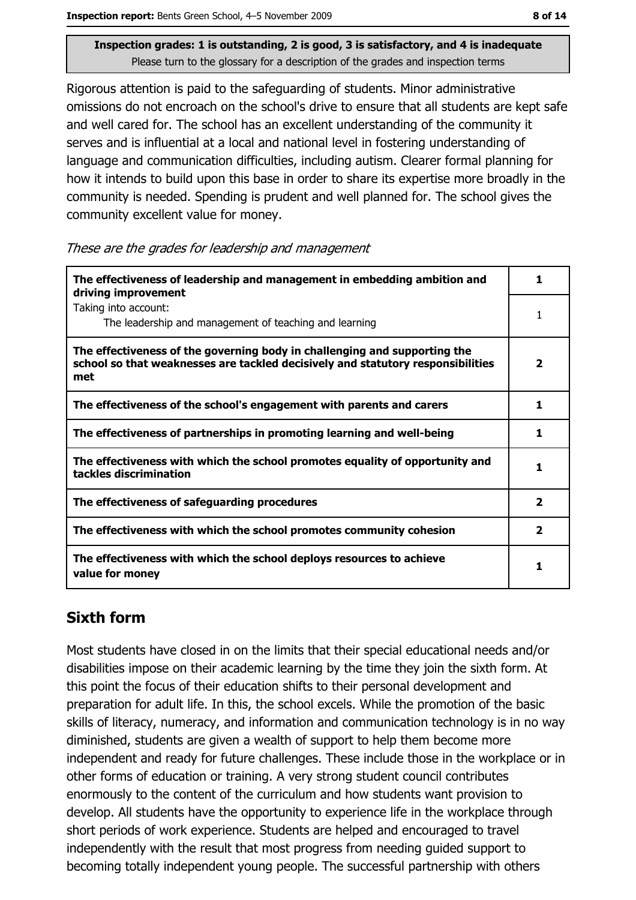Inspection grades: 1 is outstanding, 2 is good, 3 is satisfactory, and 4 is inadequate
Please turn to the glossary for a description of the grades and inspection terms

Rigorous attention is paid to the safeguarding of students. Minor administrative omissions do not encroach on the school's drive to ensure that all students are kept safe and well cared for. The school has an excellent understanding of the community it serves and is influential at a local and national level in fostering understanding of language and communication difficulties, including autism. Clearer formal planning for how it intends to build upon this base in order to share its expertise more broadly in the community is needed. Spending is prudent and well planned for. The school gives the community excellent value for money.

*These are the grades for leadership and management*

| | |
|---|---|
| **The effectiveness of leadership and management in embedding ambition and driving improvement** | **1** |
| Taking into account:<br>The leadership and management of teaching and learning | 1 |
| **The effectiveness of the governing body in challenging and supporting the school so that weaknesses are tackled decisively and statutory responsibilities met** | **2** |
| **The effectiveness of the school's engagement with parents and carers** | **1** |
| **The effectiveness of partnerships in promoting learning and well-being** | **1** |
| **The effectiveness with which the school promotes equality of opportunity and tackles discrimination** | **1** |
| **The effectiveness of safeguarding procedures** | **2** |
| **The effectiveness with which the school promotes community cohesion** | **2** |
| **The effectiveness with which the school deploys resources to achieve value for money** | **1** |

## Sixth form

Most students have closed in on the limits that their special educational needs and/or disabilities impose on their academic learning by the time they join the sixth form. At this point the focus of their education shifts to their personal development and preparation for adult life. In this, the school excels. While the promotion of the basic skills of literacy, numeracy, and information and communication technology is in no way diminished, students are given a wealth of support to help them become more independent and ready for future challenges. These include those in the workplace or in other forms of education or training. A very strong student council contributes enormously to the content of the curriculum and how students want provision to develop. All students have the opportunity to experience life in the workplace through short periods of work experience. Students are helped and encouraged to travel independently with the result that most progress from needing guided support to becoming totally independent young people. The successful partnership with others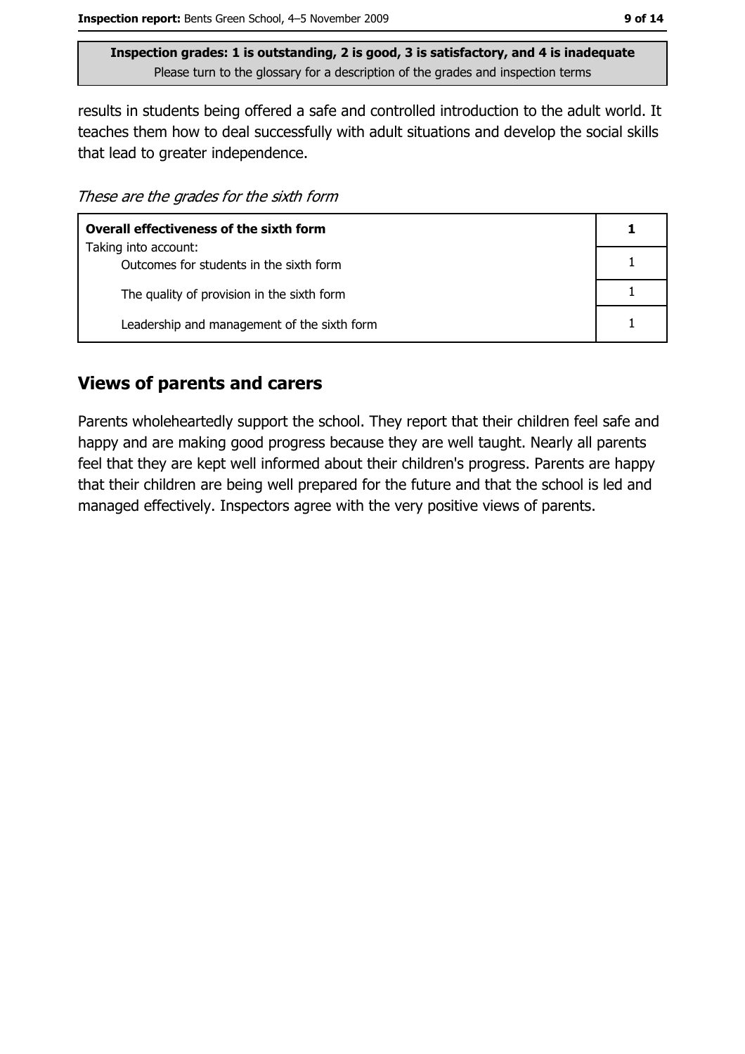**Inspection grades: 1 is outstanding, 2 is good, 3 is satisfactory, and 4 is inadequate**
Please turn to the glossary for a description of the grades and inspection terms

results in students being offered a safe and controlled introduction to the adult world. It teaches them how to deal successfully with adult situations and develop the social skills that lead to greater independence.

*These are the grades for the sixth form*

| **Overall effectiveness of the sixth form** | **1** |
|---|---|
| Taking into account: Outcomes for students in the sixth form | 1 |
| The quality of provision in the sixth form | 1 |
| Leadership and management of the sixth form | 1 |

## Views of parents and carers

Parents wholeheartedly support the school. They report that their children feel safe and happy and are making good progress because they are well taught. Nearly all parents feel that they are kept well informed about their children's progress. Parents are happy that their children are being well prepared for the future and that the school is led and managed effectively. Inspectors agree with the very positive views of parents.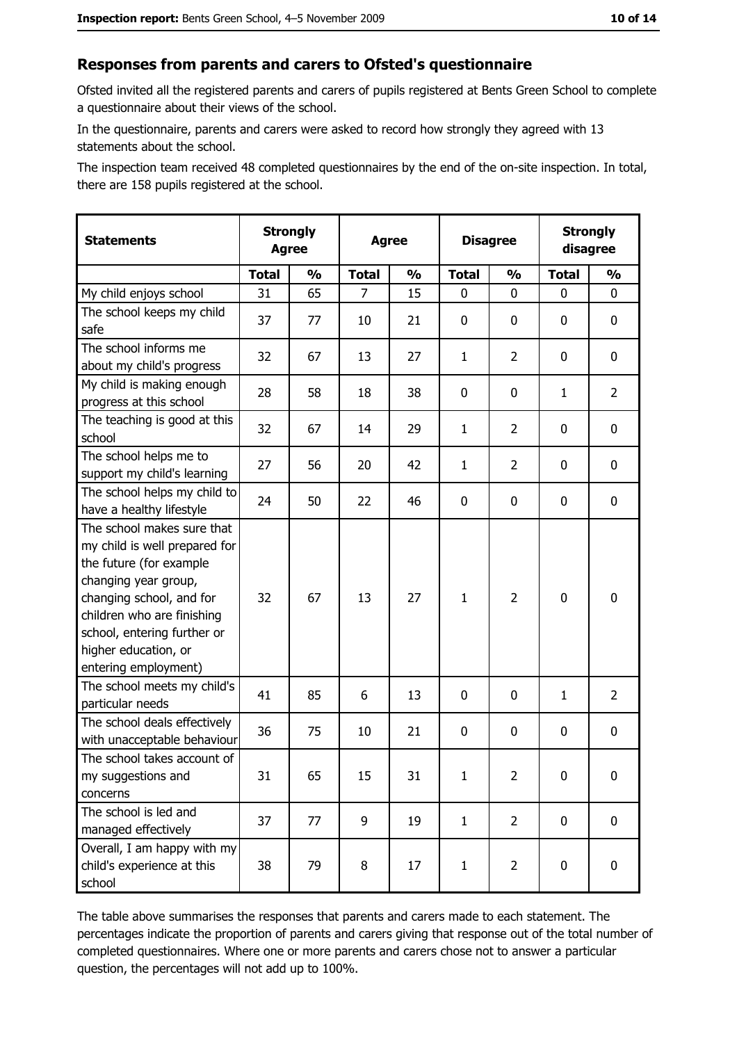## Responses from parents and carers to Ofsted's questionnaire

Ofsted invited all the registered parents and carers of pupils registered at Bents Green School to complete a questionnaire about their views of the school.

In the questionnaire, parents and carers were asked to record how strongly they agreed with 13 statements about the school.

The inspection team received 48 completed questionnaires by the end of the on-site inspection. In total, there are 158 pupils registered at the school.

| Statements | Strongly Agree | | Agree | | Disagree | | Strongly disagree | |
|---|---|---|---|---|---|---|---|---|
| | Total | % | Total | % | Total | % | Total | % |
| My child enjoys school | 31 | 65 | 7 | 15 | 0 | 0 | 0 | 0 |
| The school keeps my child safe | 37 | 77 | 10 | 21 | 0 | 0 | 0 | 0 |
| The school informs me about my child's progress | 32 | 67 | 13 | 27 | 1 | 2 | 0 | 0 |
| My child is making enough progress at this school | 28 | 58 | 18 | 38 | 0 | 0 | 1 | 2 |
| The teaching is good at this school | 32 | 67 | 14 | 29 | 1 | 2 | 0 | 0 |
| The school helps me to support my child's learning | 27 | 56 | 20 | 42 | 1 | 2 | 0 | 0 |
| The school helps my child to have a healthy lifestyle | 24 | 50 | 22 | 46 | 0 | 0 | 0 | 0 |
| The school makes sure that my child is well prepared for the future (for example changing year group, changing school, and for children who are finishing school, entering further or higher education, or entering employment) | 32 | 67 | 13 | 27 | 1 | 2 | 0 | 0 |
| The school meets my child's particular needs | 41 | 85 | 6 | 13 | 0 | 0 | 1 | 2 |
| The school deals effectively with unacceptable behaviour | 36 | 75 | 10 | 21 | 0 | 0 | 0 | 0 |
| The school takes account of my suggestions and concerns | 31 | 65 | 15 | 31 | 1 | 2 | 0 | 0 |
| The school is led and managed effectively | 37 | 77 | 9 | 19 | 1 | 2 | 0 | 0 |
| Overall, I am happy with my child's experience at this school | 38 | 79 | 8 | 17 | 1 | 2 | 0 | 0 |

The table above summarises the responses that parents and carers made to each statement. The percentages indicate the proportion of parents and carers giving that response out of the total number of completed questionnaires. Where one or more parents and carers chose not to answer a particular question, the percentages will not add up to 100%.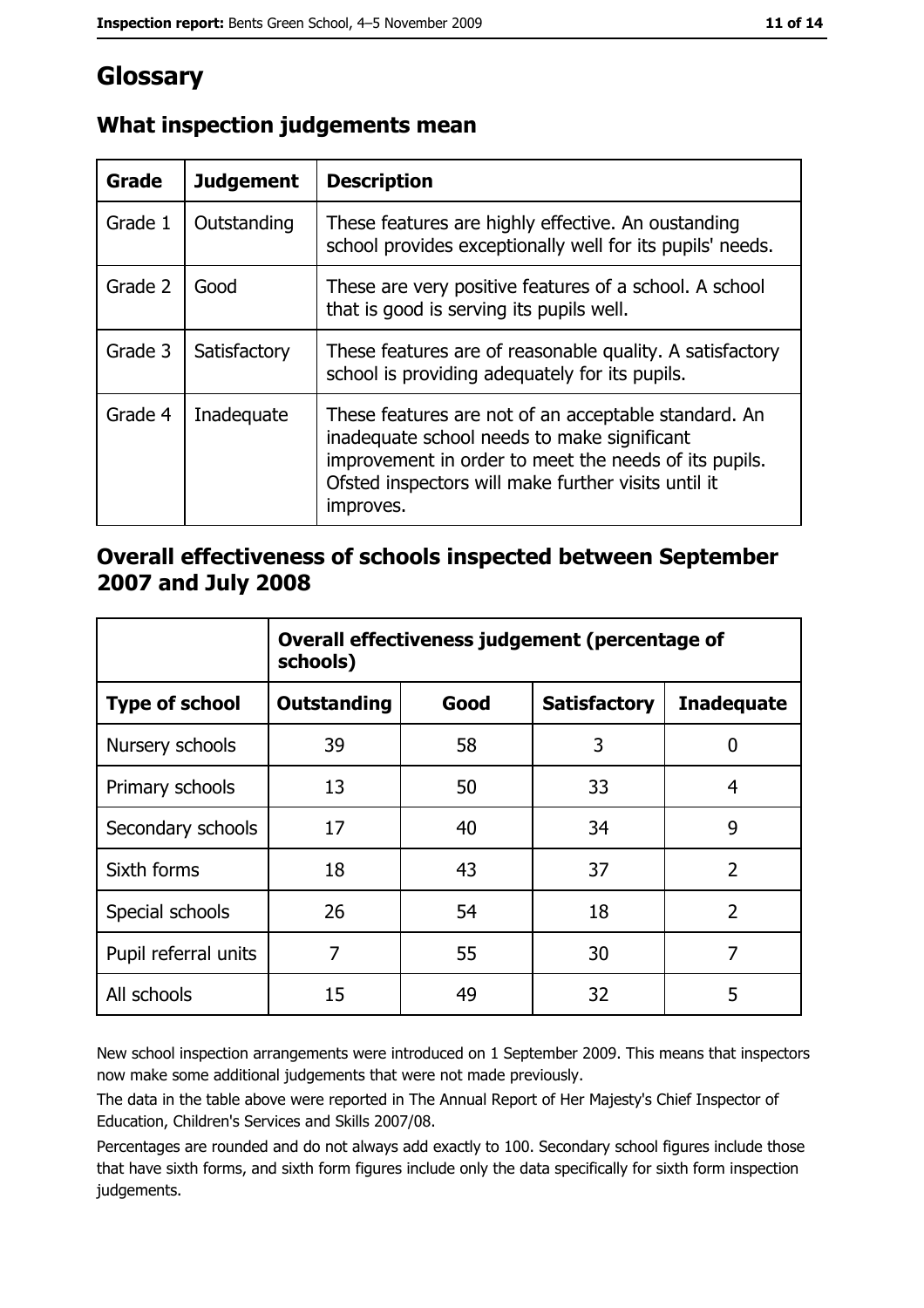# Glossary

## What inspection judgements mean

| Grade | Judgement | Description |
|---|---|---|
| Grade 1 | Outstanding | These features are highly effective. An oustanding school provides exceptionally well for its pupils' needs. |
| Grade 2 | Good | These are very positive features of a school. A school that is good is serving its pupils well. |
| Grade 3 | Satisfactory | These features are of reasonable quality. A satisfactory school is providing adequately for its pupils. |
| Grade 4 | Inadequate | These features are not of an acceptable standard. An inadequate school needs to make significant improvement in order to meet the needs of its pupils. Ofsted inspectors will make further visits until it improves. |

## Overall effectiveness of schools inspected between September 2007 and July 2008

| | Overall effectiveness judgement (percentage of schools) | | | |
|---|---|---|---|---|
| **Type of school** | **Outstanding** | **Good** | **Satisfactory** | **Inadequate** |
| Nursery schools | 39 | 58 | 3 | 0 |
| Primary schools | 13 | 50 | 33 | 4 |
| Secondary schools | 17 | 40 | 34 | 9 |
| Sixth forms | 18 | 43 | 37 | 2 |
| Special schools | 26 | 54 | 18 | 2 |
| Pupil referral units | 7 | 55 | 30 | 7 |
| All schools | 15 | 49 | 32 | 5 |

New school inspection arrangements were introduced on 1 September 2009. This means that inspectors now make some additional judgements that were not made previously.

The data in the table above were reported in The Annual Report of Her Majesty's Chief Inspector of Education, Children's Services and Skills 2007/08.

Percentages are rounded and do not always add exactly to 100. Secondary school figures include those that have sixth forms, and sixth form figures include only the data specifically for sixth form inspection judgements.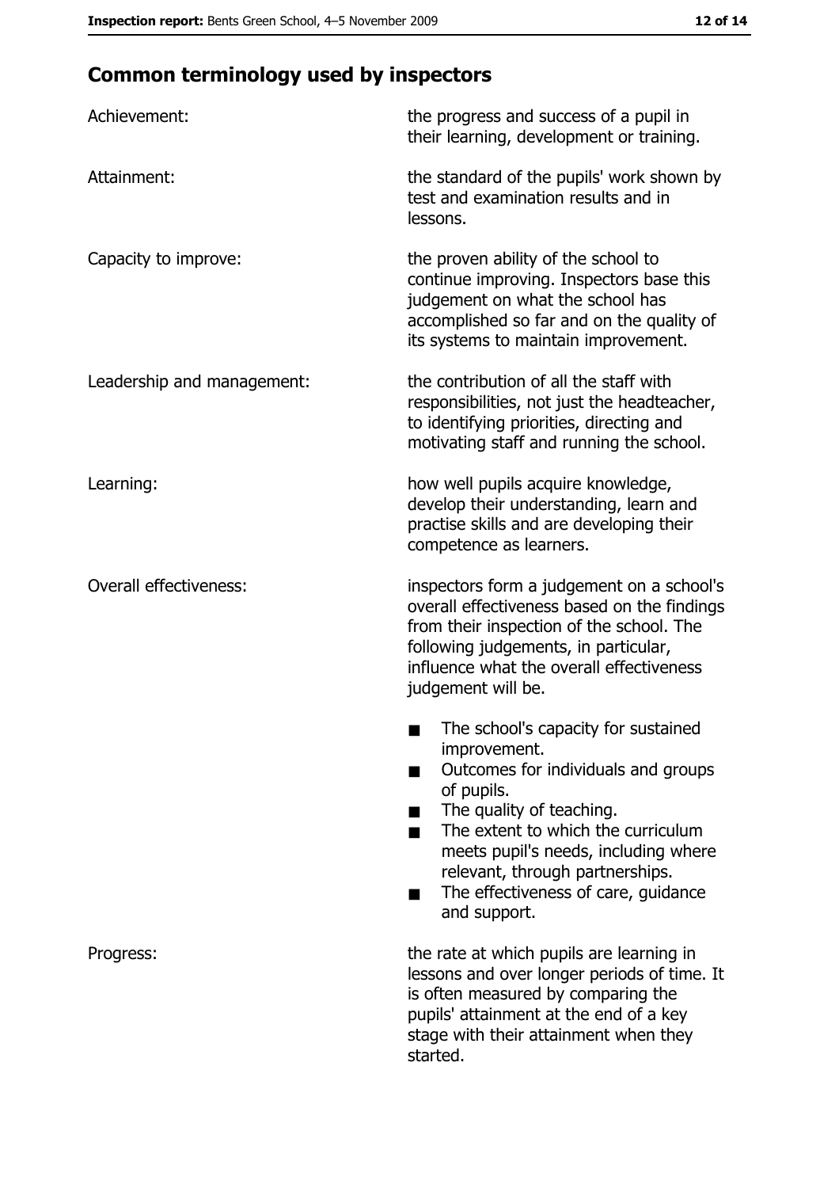## Common terminology used by inspectors

| | |
|---|---|
| Achievement: | the progress and success of a pupil in their learning, development or training. |
| Attainment: | the standard of the pupils' work shown by test and examination results and in lessons. |
| Capacity to improve: | the proven ability of the school to continue improving. Inspectors base this judgement on what the school has accomplished so far and on the quality of its systems to maintain improvement. |
| Leadership and management: | the contribution of all the staff with responsibilities, not just the headteacher, to identifying priorities, directing and motivating staff and running the school. |
| Learning: | how well pupils acquire knowledge, develop their understanding, learn and practise skills and are developing their competence as learners. |
| Overall effectiveness: | inspectors form a judgement on a school's overall effectiveness based on the findings from their inspection of the school. The following judgements, in particular, influence what the overall effectiveness judgement will be.<br>■ The school's capacity for sustained improvement.<br>■ Outcomes for individuals and groups of pupils.<br>■ The quality of teaching.<br>■ The extent to which the curriculum meets pupil's needs, including where relevant, through partnerships.<br>■ The effectiveness of care, guidance and support. |
| Progress: | the rate at which pupils are learning in lessons and over longer periods of time. It is often measured by comparing the pupils' attainment at the end of a key stage with their attainment when they started. |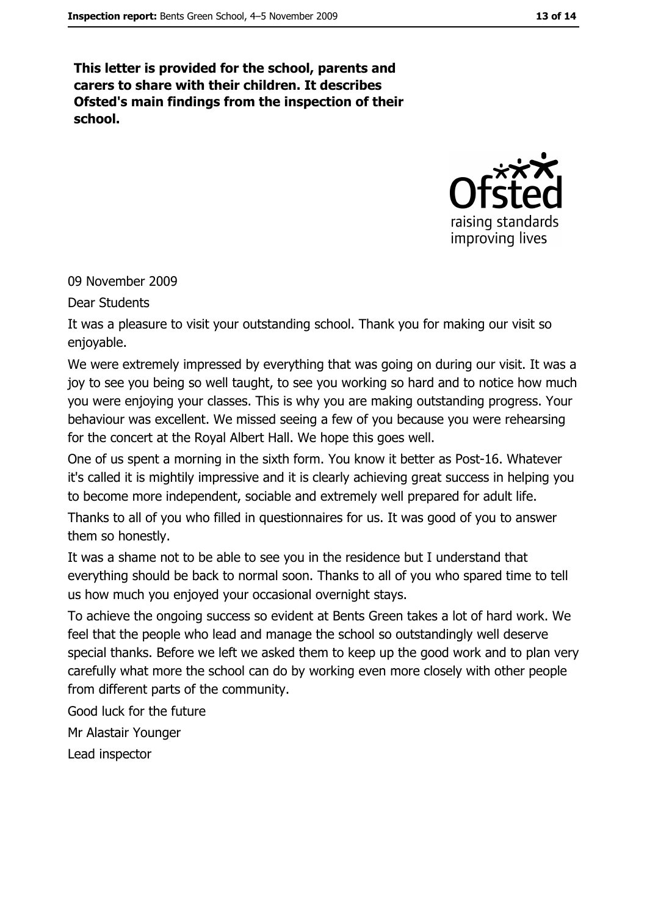**This letter is provided for the school, parents and carers to share with their children. It describes Ofsted's main findings from the inspection of their school.**

09 November 2009

Dear Students

It was a pleasure to visit your outstanding school. Thank you for making our visit so enjoyable.

We were extremely impressed by everything that was going on during our visit. It was a joy to see you being so well taught, to see you working so hard and to notice how much you were enjoying your classes. This is why you are making outstanding progress. Your behaviour was excellent. We missed seeing a few of you because you were rehearsing for the concert at the Royal Albert Hall. We hope this goes well.

One of us spent a morning in the sixth form. You know it better as Post-16. Whatever it's called it is mightily impressive and it is clearly achieving great success in helping you to become more independent, sociable and extremely well prepared for adult life.

Thanks to all of you who filled in questionnaires for us. It was good of you to answer them so honestly.

It was a shame not to be able to see you in the residence but I understand that everything should be back to normal soon. Thanks to all of you who spared time to tell us how much you enjoyed your occasional overnight stays.

To achieve the ongoing success so evident at Bents Green takes a lot of hard work. We feel that the people who lead and manage the school so outstandingly well deserve special thanks. Before we left we asked them to keep up the good work and to plan very carefully what more the school can do by working even more closely with other people from different parts of the community.

Good luck for the future

Mr Alastair Younger

Lead inspector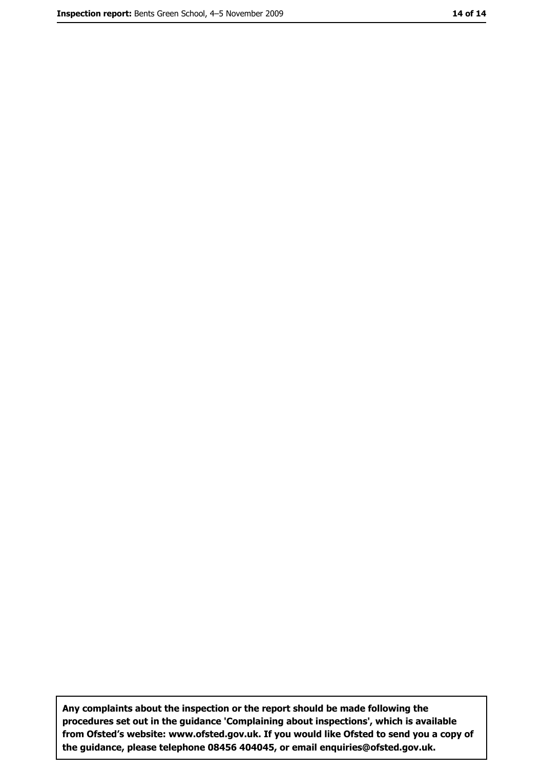**Any complaints about the inspection or the report should be made following the procedures set out in the guidance 'Complaining about inspections', which is available from Ofsted's website: www.ofsted.gov.uk. If you would like Ofsted to send you a copy of the guidance, please telephone 08456 404045, or email enquiries@ofsted.gov.uk.**